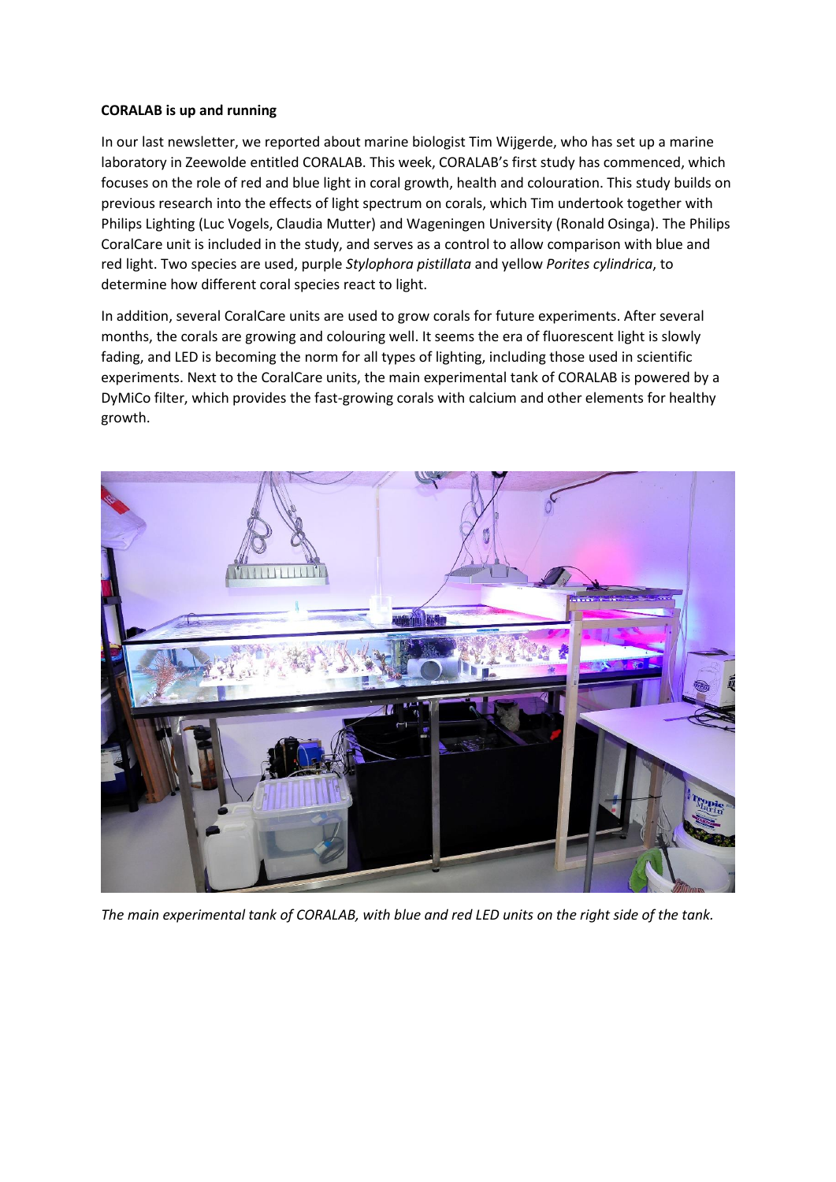**CORALAB is up and running**

In our last newsletter, we reported about marine biologist Tim Wijgerde, who has set up a marine laboratory in Zeewolde entitled CORALAB. This week, CORALAB's first study has commenced, which focuses on the role of red and blue light in coral growth, health and colouration. This study builds on previous research into the effects of light spectrum on corals, which Tim undertook together with Philips Lighting (Luc Vogels, Claudia Mutter) and Wageningen University (Ronald Osinga). The Philips CoralCare unit is included in the study, and serves as a control to allow comparison with blue and red light. Two species are used, purple *Stylophora pistillata* and yellow *Porites cylindrica*, to determine how different coral species react to light.

In addition, several CoralCare units are used to grow corals for future experiments. After several months, the corals are growing and colouring well. It seems the era of fluorescent light is slowly fading, and LED is becoming the norm for all types of lighting, including those used in scientific experiments. Next to the CoralCare units, the main experimental tank of CORALAB is powered by a DyMiCo filter, which provides the fast-growing corals with calcium and other elements for healthy growth.

*The main experimental tank of CORALAB, with blue and red LED units on the right side of the tank.*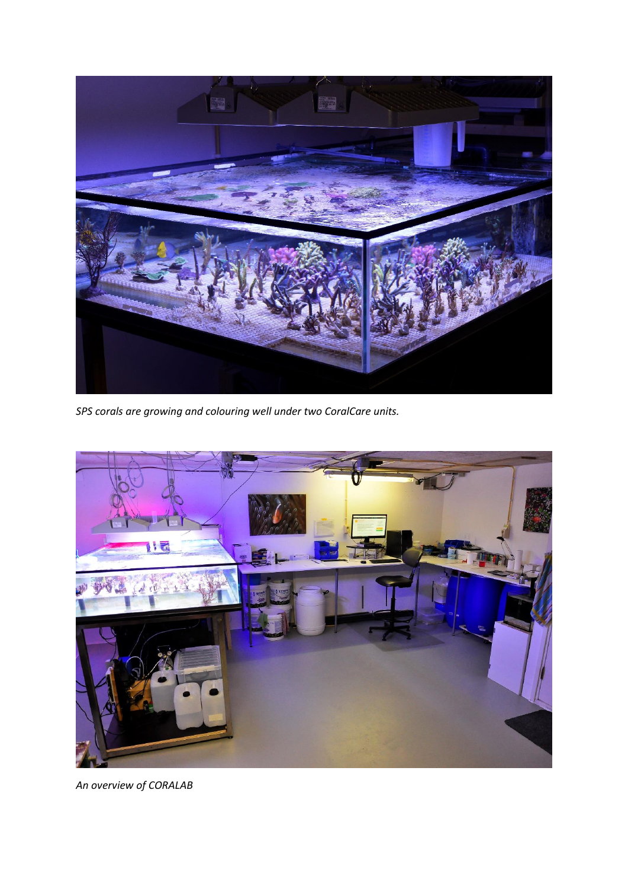*SPS corals are growing and colouring well under two CoralCare units.*

*An overview of CORALAB*